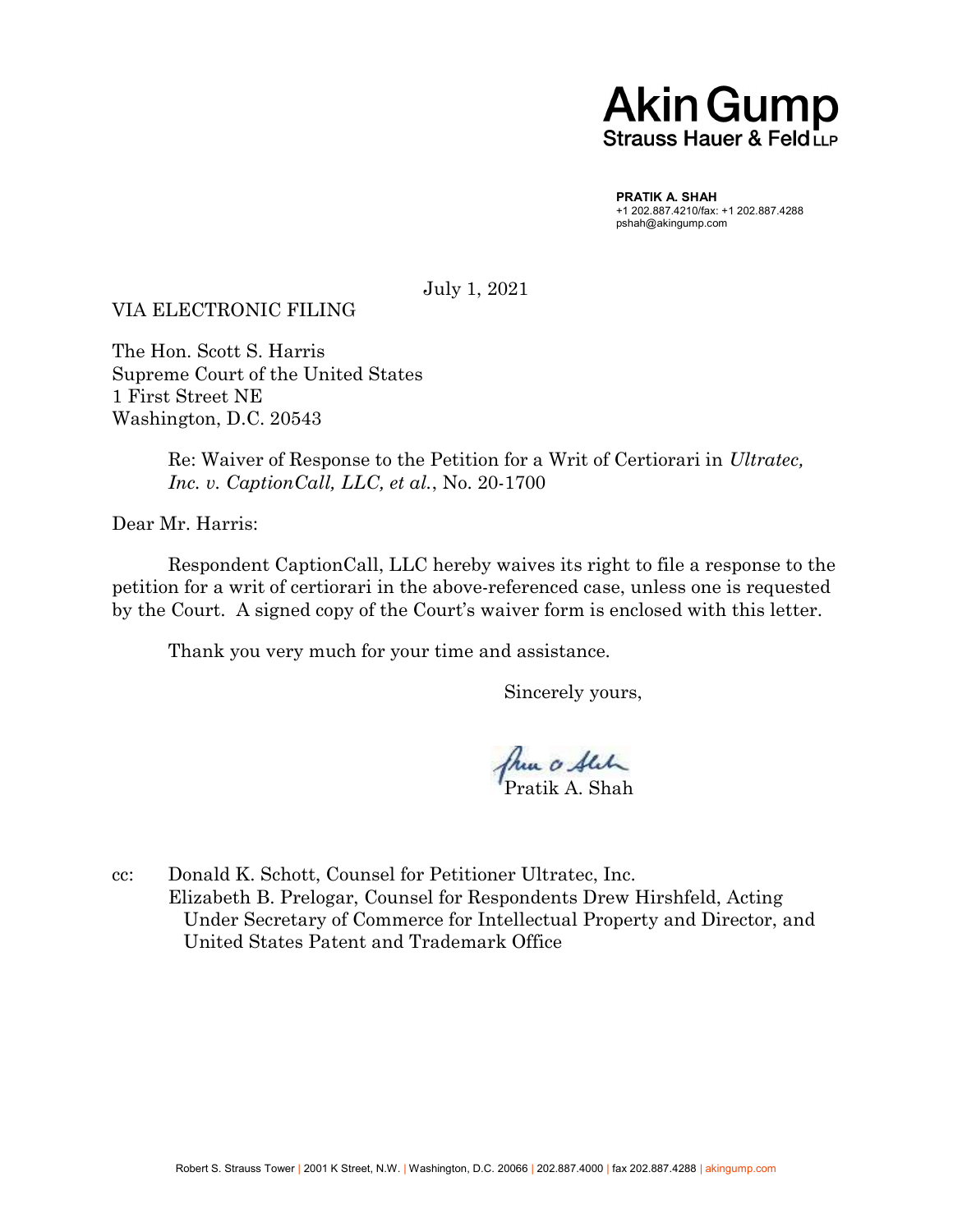**Akin Gump**
**Strauss Hauer & Feld LLP**

**PRATIK A. SHAH**
+1 202.887.4210/fax: +1 202.887.4288
pshah@akingump.com

July 1, 2021

VIA ELECTRONIC FILING

The Hon. Scott S. Harris
Supreme Court of the United States
1 First Street NE
Washington, D.C. 20543

Re: Waiver of Response to the Petition for a Writ of Certiorari in *Ultratec, Inc. v. CaptionCall, LLC, et al.*, No. 20-1700

Dear Mr. Harris:

Respondent CaptionCall, LLC hereby waives its right to file a response to the petition for a writ of certiorari in the above-referenced case, unless one is requested by the Court. A signed copy of the Court's waiver form is enclosed with this letter.

Thank you very much for your time and assistance.

Sincerely yours,

Pratik A. Shah

cc: Donald K. Schott, Counsel for Petitioner Ultratec, Inc.
Elizabeth B. Prelogar, Counsel for Respondents Drew Hirshfeld, Acting Under Secretary of Commerce for Intellectual Property and Director, and United States Patent and Trademark Office

Robert S. Strauss Tower | 2001 K Street, N.W. | Washington, D.C. 20066 | 202.887.4000 | fax 202.887.4288 | akingump.com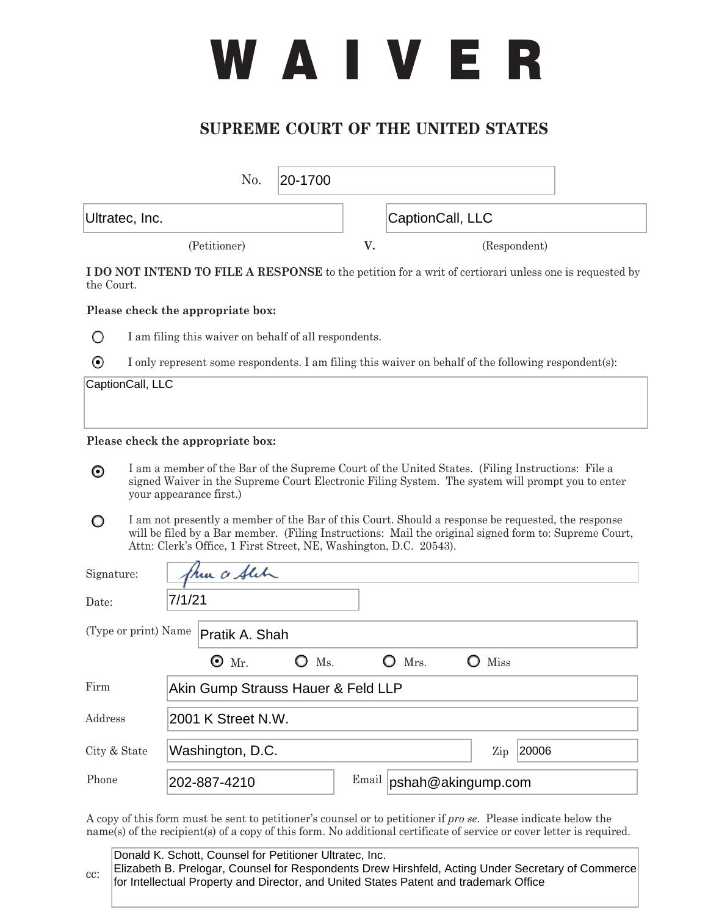# W A I V E R

## SUPREME COURT OF THE UNITED STATES

No. 20-1700

Ultratec, Inc. (Petitioner) **V.** CaptionCall, LLC (Respondent)

**I DO NOT INTEND TO FILE A RESPONSE** to the petition for a writ of certiorari unless one is requested by the Court.

**Please check the appropriate box:**

- ○ I am filing this waiver on behalf of all respondents.
- ◉ I only represent some respondents. I am filing this waiver on behalf of the following respondent(s):

CaptionCall, LLC

**Please check the appropriate box:**

- ◉ I am a member of the Bar of the Supreme Court of the United States. (Filing Instructions: File a signed Waiver in the Supreme Court Electronic Filing System. The system will prompt you to enter your appearance first.)
- ○ I am not presently a member of the Bar of this Court. Should a response be requested, the response will be filed by a Bar member. (Filing Instructions: Mail the original signed form to: Supreme Court, Attn: Clerk's Office, 1 First Street, NE, Washington, D.C. 20543).

Signature: [signature]

Date: 7/1/21

(Type or print) Name: Pratik A. Shah

◉ Mr. ○ Ms. ○ Mrs. ○ Miss

Firm: Akin Gump Strauss Hauer & Feld LLP

Address: 2001 K Street N.W.

City & State: Washington, D.C. Zip: 20006

Phone: 202-887-4210 Email: pshah@akingump.com

A copy of this form must be sent to petitioner's counsel or to petitioner if *pro se*. Please indicate below the name(s) of the recipient(s) of a copy of this form. No additional certificate of service or cover letter is required.

cc: Donald K. Schott, Counsel for Petitioner Ultratec, Inc.
Elizabeth B. Prelogar, Counsel for Respondents Drew Hirshfeld, Acting Under Secretary of Commerce for Intellectual Property and Director, and United States Patent and trademark Office